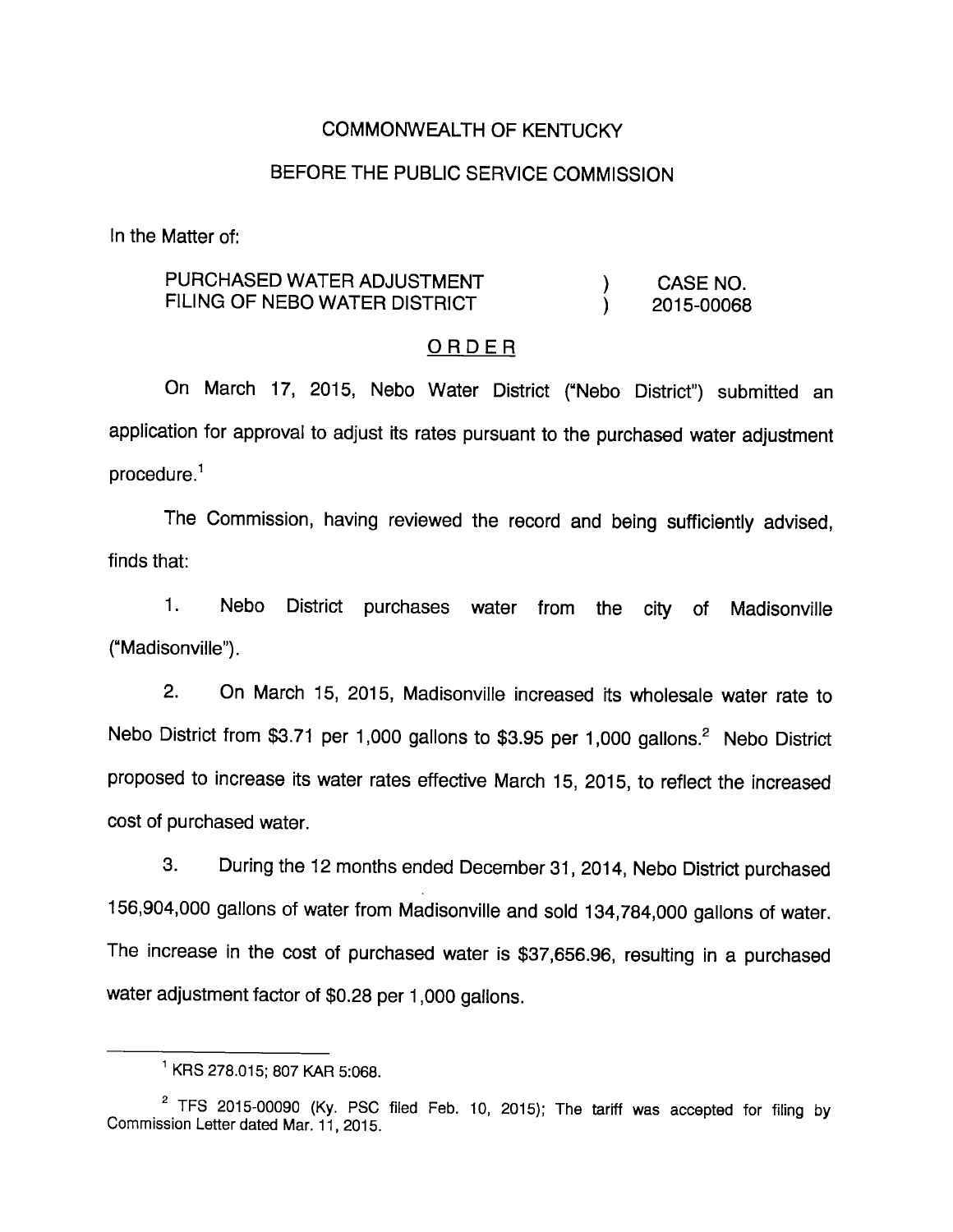COMMONWEALTH OF KENTUCKY

BEFORE THE PUBLIC SERVICE COMMISSION

In the Matter of:

| | | |
|---|---|---|
| PURCHASED WATER ADJUSTMENT FILING OF NEBO WATER DISTRICT | ) ) | CASE NO. 2015-00068 |

## ORDER

On March 17, 2015, Nebo Water District ("Nebo District") submitted an application for approval to adjust its rates pursuant to the purchased water adjustment procedure.[1]

The Commission, having reviewed the record and being sufficiently advised, finds that:

1. Nebo District purchases water from the city of Madisonville ("Madisonville").

2. On March 15, 2015, Madisonville increased its wholesale water rate to Nebo District from $3.71 per 1,000 gallons to $3.95 per 1,000 gallons.[2] Nebo District proposed to increase its water rates effective March 15, 2015, to reflect the increased cost of purchased water.

3. During the 12 months ended December 31, 2014, Nebo District purchased 156,904,000 gallons of water from Madisonville and sold 134,784,000 gallons of water. The increase in the cost of purchased water is $37,656.96, resulting in a purchased water adjustment factor of $0.28 per 1,000 gallons.

---

[1] KRS 278.015; 807 KAR 5:068.

[2] TFS 2015-00090 (Ky. PSC filed Feb. 10, 2015); The tariff was accepted for filing by Commission Letter dated Mar. 11, 2015.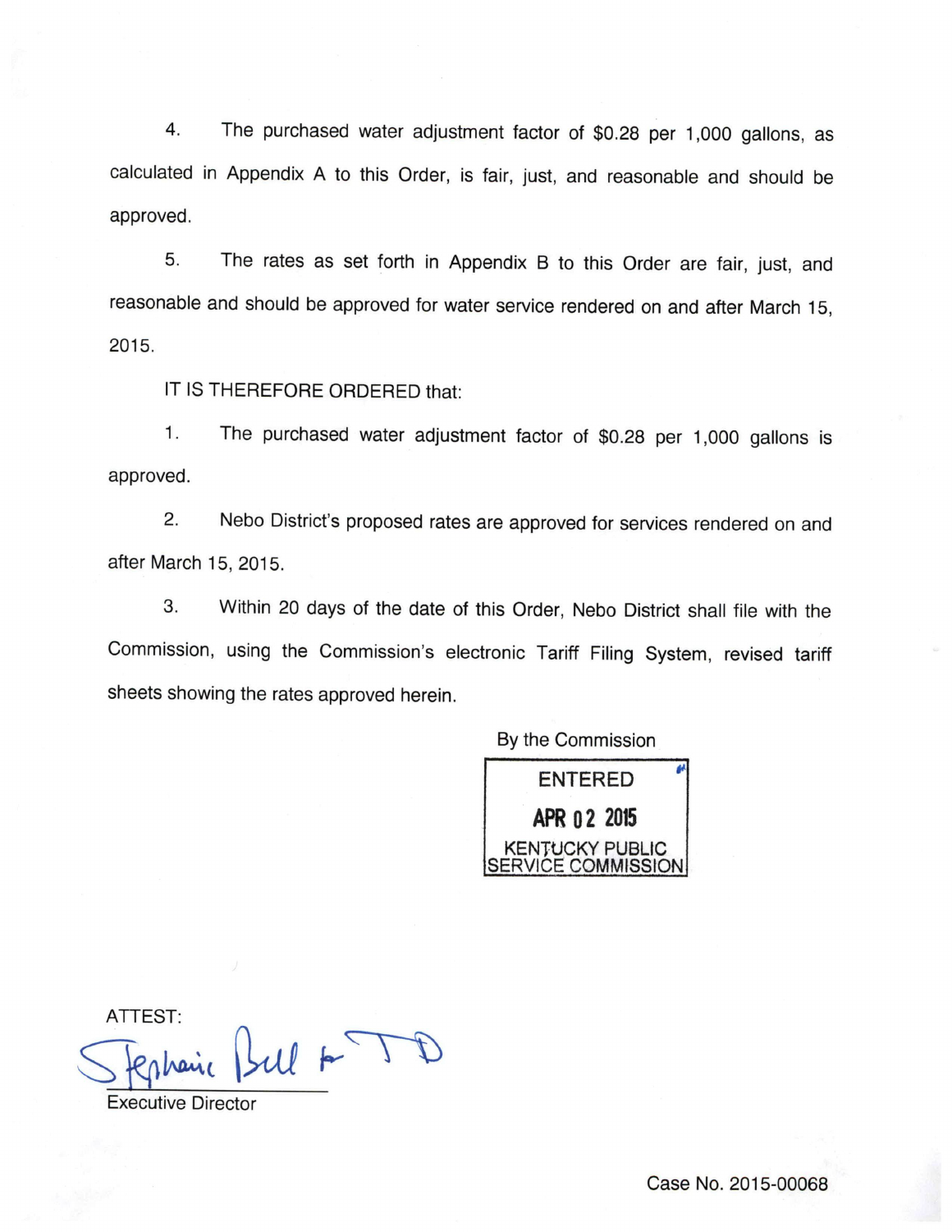4. The purchased water adjustment factor of $0.28 per 1,000 gallons, as calculated in Appendix A to this Order, is fair, just, and reasonable and should be approved.

5. The rates as set forth in Appendix B to this Order are fair, just, and reasonable and should be approved for water service rendered on and after March 15, 2015.

IT IS THEREFORE ORDERED that:

1. The purchased water adjustment factor of $0.28 per 1,000 gallons is approved.

2. Nebo District's proposed rates are approved for services rendered on and after March 15, 2015.

3. Within 20 days of the date of this Order, Nebo District shall file with the Commission, using the Commission's electronic Tariff Filing System, revised tariff sheets showing the rates approved herein.

By the Commission

ENTERED
APR 02 2015
KENTUCKY PUBLIC SERVICE COMMISSION

ATTEST:

Stephanie Bell for JD

Executive Director

Case No. 2015-00068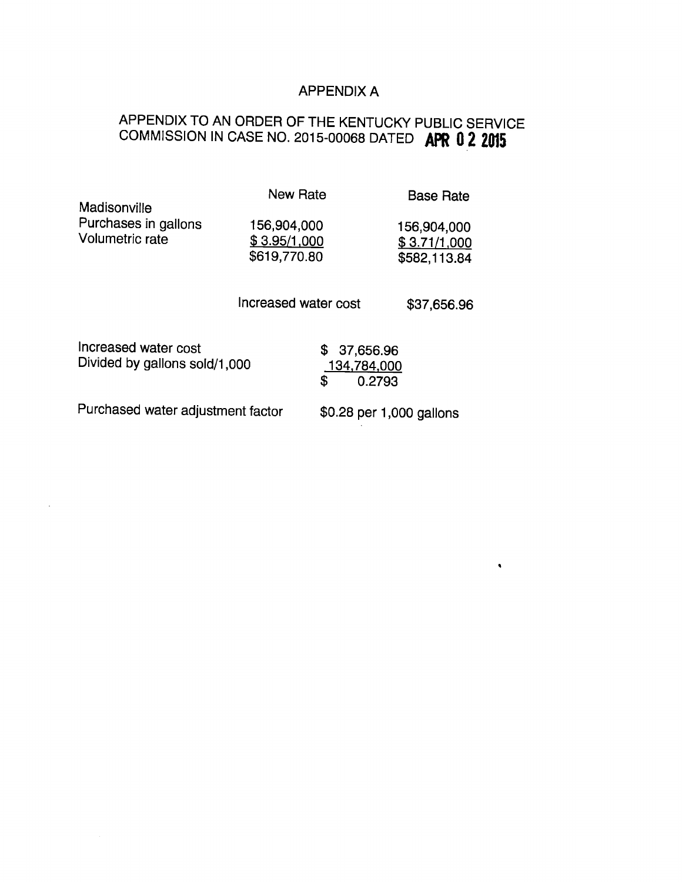# APPENDIX A

## APPENDIX TO AN ORDER OF THE KENTUCKY PUBLIC SERVICE COMMISSION IN CASE NO. 2015-00068 DATED APR 02 2015

| | New Rate | Base Rate |
|---|---|---|
| Madisonville | | |
| Purchases in gallons | 156,904,000 | 156,904,000 |
| Volumetric rate | $ 3.95/1,000 | $ 3.71/1,000 |
| | $619,770.80 | $582,113.84 |
| | Increased water cost | $37,656.96 |

| | |
|---|---|
| Increased water cost | $ 37,656.96 |
| Divided by gallons sold/1,000 | 134,784,000 |
| | $ 0.2793 |
| Purchased water adjustment factor | $0.28 per 1,000 gallons |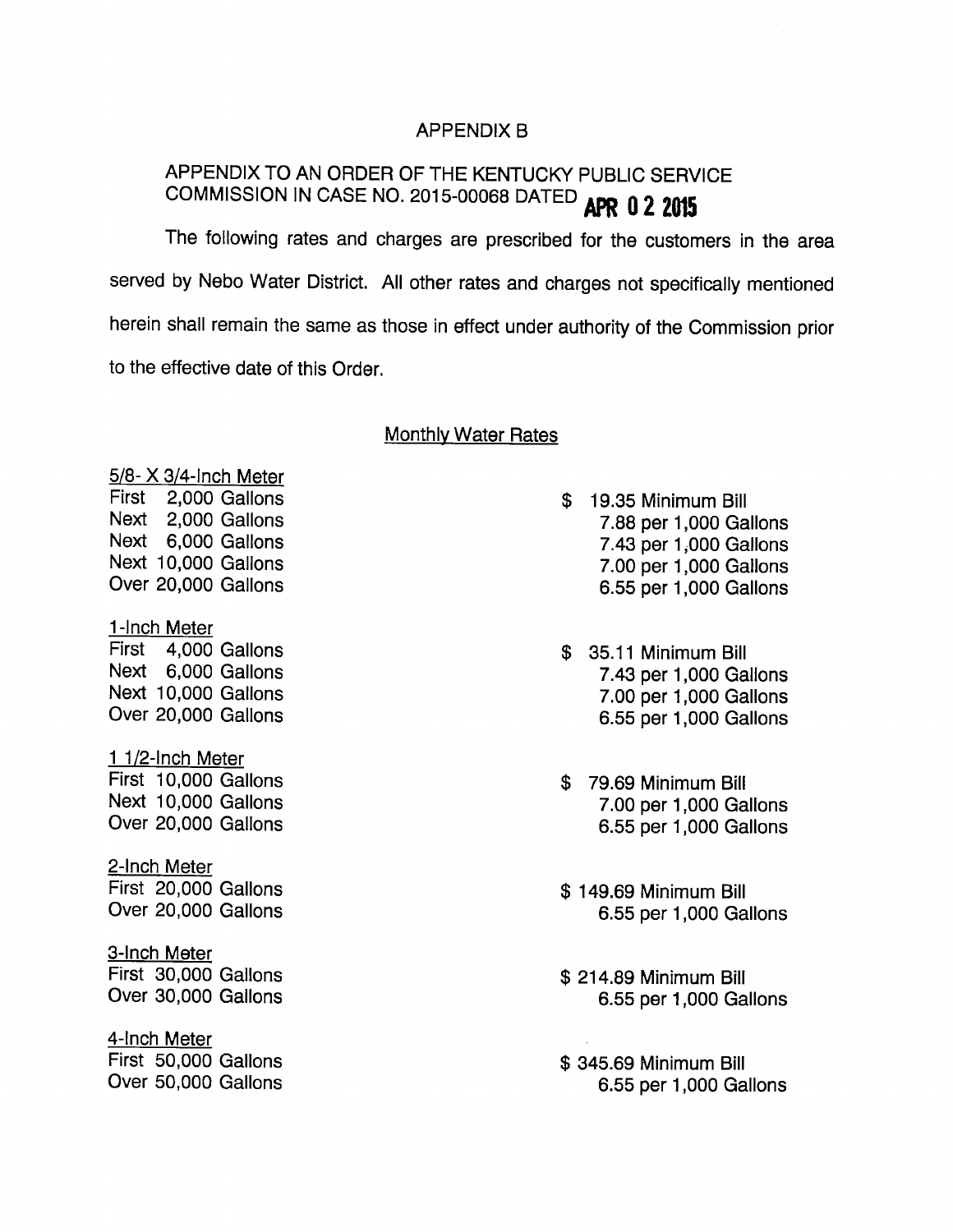APPENDIX B

APPENDIX TO AN ORDER OF THE KENTUCKY PUBLIC SERVICE COMMISSION IN CASE NO. 2015-00068 DATED **APR 0 2 2015**

The following rates and charges are prescribed for the customers in the area served by Nebo Water District. All other rates and charges not specifically mentioned herein shall remain the same as those in effect under authority of the Commission prior to the effective date of this Order.

<u>Monthly Water Rates</u>

<u>5/8- X 3/4-Inch Meter</u>

| | |
|---|---|
| First 2,000 Gallons | $ 19.35 Minimum Bill |
| Next 2,000 Gallons | 7.88 per 1,000 Gallons |
| Next 6,000 Gallons | 7.43 per 1,000 Gallons |
| Next 10,000 Gallons | 7.00 per 1,000 Gallons |
| Over 20,000 Gallons | 6.55 per 1,000 Gallons |

<u>1-Inch Meter</u>

| | |
|---|---|
| First 4,000 Gallons | $ 35.11 Minimum Bill |
| Next 6,000 Gallons | 7.43 per 1,000 Gallons |
| Next 10,000 Gallons | 7.00 per 1,000 Gallons |
| Over 20,000 Gallons | 6.55 per 1,000 Gallons |

<u>1 1/2-Inch Meter</u>

| | |
|---|---|
| First 10,000 Gallons | $ 79.69 Minimum Bill |
| Next 10,000 Gallons | 7.00 per 1,000 Gallons |
| Over 20,000 Gallons | 6.55 per 1,000 Gallons |

<u>2-Inch Meter</u>

| | |
|---|---|
| First 20,000 Gallons | $ 149.69 Minimum Bill |
| Over 20,000 Gallons | 6.55 per 1,000 Gallons |

<u>3-Inch Meter</u>

| | |
|---|---|
| First 30,000 Gallons | $ 214.89 Minimum Bill |
| Over 30,000 Gallons | 6.55 per 1,000 Gallons |

<u>4-Inch Meter</u>

| | |
|---|---|
| First 50,000 Gallons | $ 345.69 Minimum Bill |
| Over 50,000 Gallons | 6.55 per 1,000 Gallons |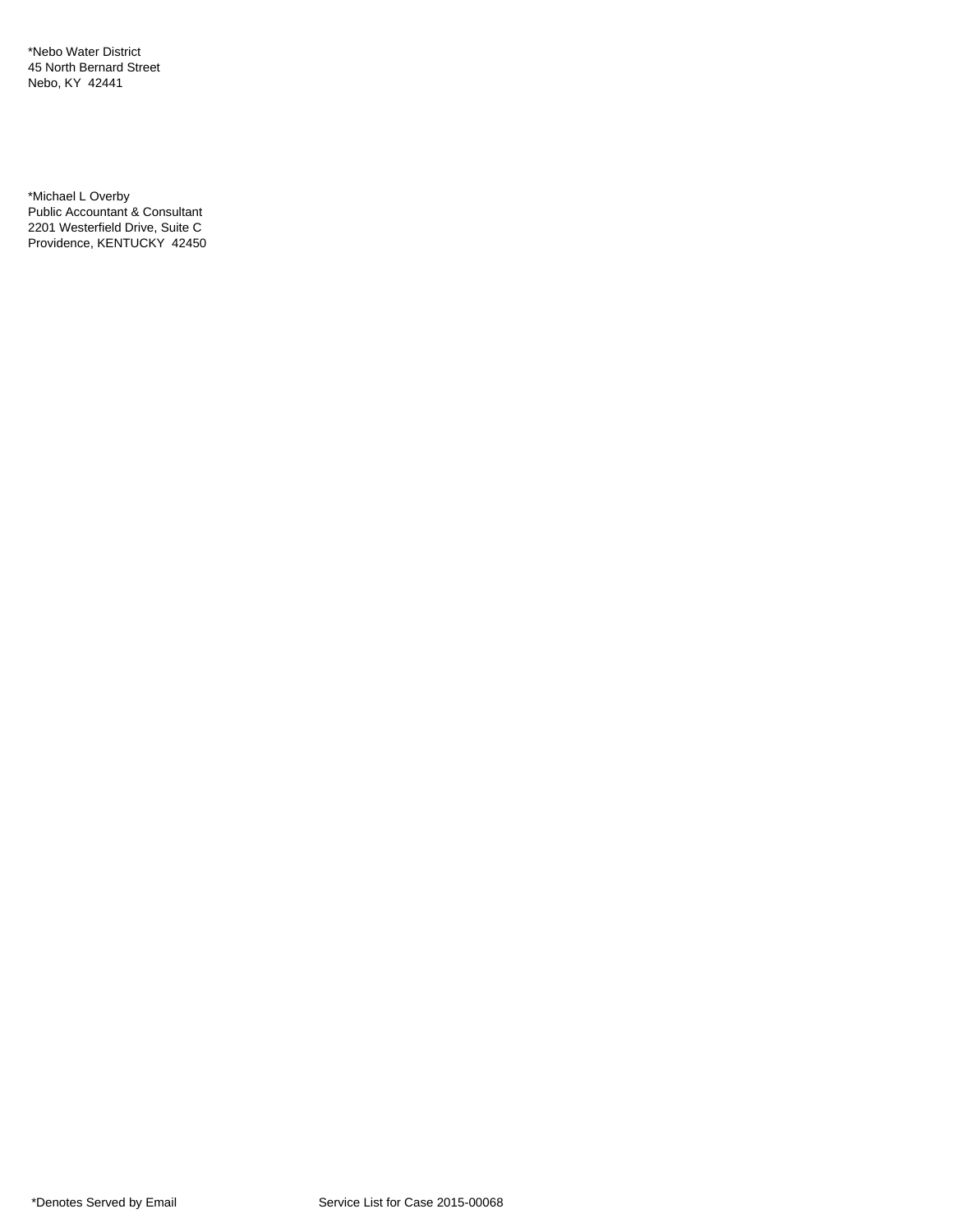*Nebo Water District
45 North Bernard Street
Nebo, KY 42441

*Michael L Overby
Public Accountant & Consultant
2201 Westerfield Drive, Suite C
Providence, KENTUCKY 42450

*Denotes Served by Email

Service List for Case 2015-00068